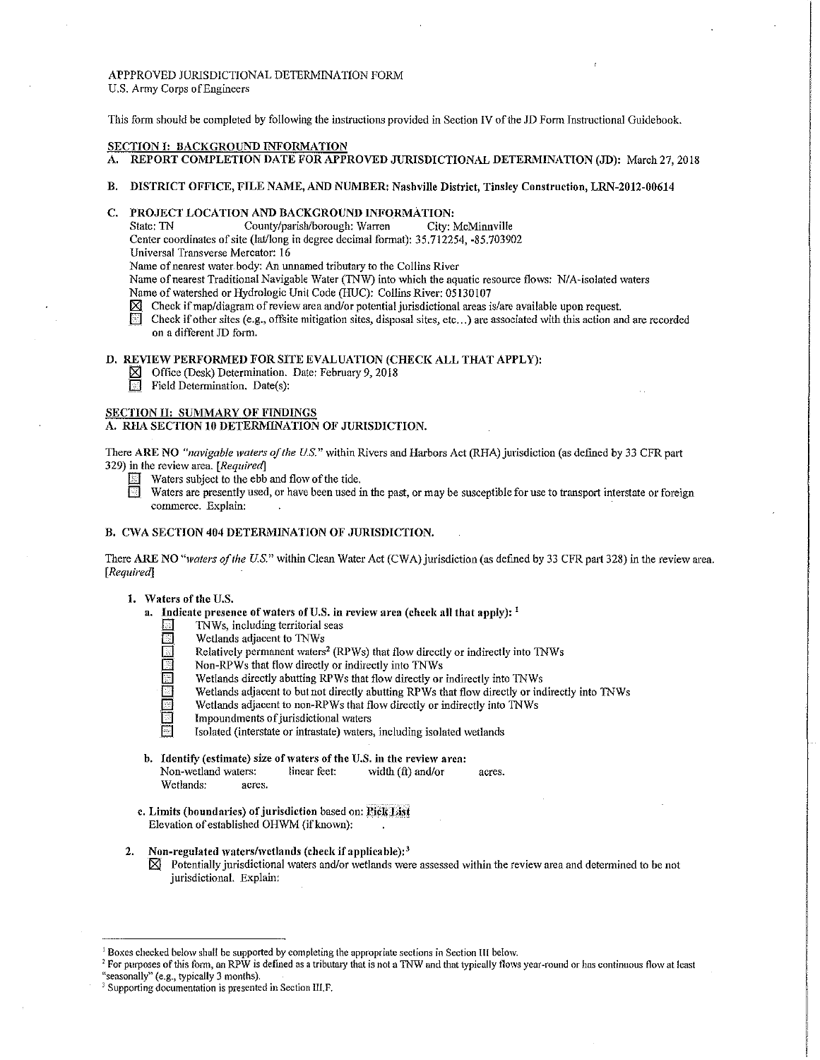APPPROVED JURISDICTIONAL DETERMINATION FORM
U.S. Army Corps of Engineers

This form should be completed by following the instructions provided in Section IV of the JD Form Instructional Guidebook.

## SECTION I: BACKGROUND INFORMATION

**A. REPORT COMPLETION DATE FOR APPROVED JURISDICTIONAL DETERMINATION (JD):** March 27, 2018

**B. DISTRICT OFFICE, FILE NAME, AND NUMBER: Nashville District, Tinsley Construction, LRN-2012-00614**

**C. PROJECT LOCATION AND BACKGROUND INFORMATION:**

State: TN   County/parish/borough: Warren   City: McMinnville
Center coordinates of site (lat/long in degree decimal format): 35.712254, -85.703902
Universal Transverse Mercator: 16
Name of nearest water body: An unnamed tributary to the Collins River
Name of nearest Traditional Navigable Water (TNW) into which the aquatic resource flows: N/A-isolated waters
Name of watershed or Hydrologic Unit Code (HUC): Collins River: 05130107

- ☒ Check if map/diagram of review area and/or potential jurisdictional areas is/are available upon request.
- ☐ Check if other sites (e.g., offsite mitigation sites, disposal sites, etc...) are associated with this action and are recorded on a different JD form.

**D. REVIEW PERFORMED FOR SITE EVALUATION (CHECK ALL THAT APPLY):**

- ☒ Office (Desk) Determination. Date: February 9, 2018
- ☐ Field Determination. Date(s):

## SECTION II: SUMMARY OF FINDINGS

**A. RHA SECTION 10 DETERMINATION OF JURISDICTION.**

There **ARE NO** *"navigable waters of the U.S."* within Rivers and Harbors Act (RHA) jurisdiction (as defined by 33 CFR part 329) in the review area. *[Required]*

- ☐ Waters subject to the ebb and flow of the tide.
- ☐ Waters are presently used, or have been used in the past, or may be susceptible for use to transport interstate or foreign commerce. Explain:

**B. CWA SECTION 404 DETERMINATION OF JURISDICTION.**

There **ARE NO** *"waters of the U.S."* within Clean Water Act (CWA) jurisdiction (as defined by 33 CFR part 328) in the review area. *[Required]*

**1. Waters of the U.S.**

**a. Indicate presence of waters of U.S. in review area (check all that apply):** [1]

- ☐ TNWs, including territorial seas
- ☐ Wetlands adjacent to TNWs
- ☐ Relatively permanent waters[2] (RPWs) that flow directly or indirectly into TNWs
- ☐ Non-RPWs that flow directly or indirectly into TNWs
- ☐ Wetlands directly abutting RPWs that flow directly or indirectly into TNWs
- ☐ Wetlands adjacent to but not directly abutting RPWs that flow directly or indirectly into TNWs
- ☐ Wetlands adjacent to non-RPWs that flow directly or indirectly into TNWs
- ☐ Impoundments of jurisdictional waters
- ☐ Isolated (interstate or intrastate) waters, including isolated wetlands

**b. Identify (estimate) size of waters of the U.S. in the review area:**

Non-wetland waters:   linear feet:   width (ft) and/or   acres.
Wetlands:   acres.

**c. Limits (boundaries) of jurisdiction** based on: Pick List
Elevation of established OHWM (if known):

**2. Non-regulated waters/wetlands (check if applicable):** [3]

- ☒ Potentially jurisdictional waters and/or wetlands were assessed within the review area and determined to be not jurisdictional. Explain:

---

[1] Boxes checked below shall be supported by completing the appropriate sections in Section III below.

[2] For purposes of this form, an RPW is defined as a tributary that is not a TNW and that typically flows year-round or has continuous flow at least "seasonally" (e.g., typically 3 months).

[3] Supporting documentation is presented in Section III.F.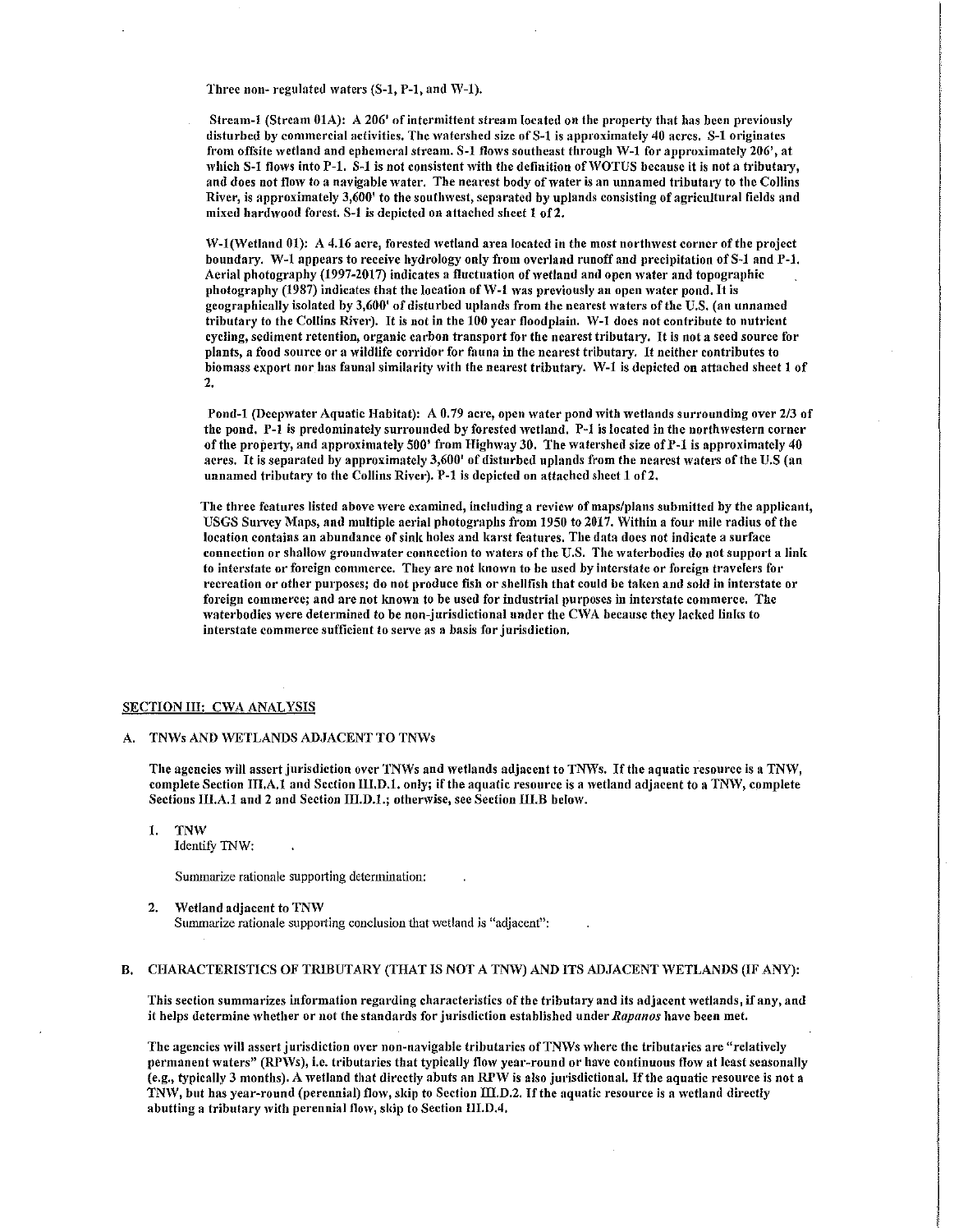Three non- regulated waters (S-1, P-1, and W-1).

Stream-1 (Stream 01A): A 206' of intermittent stream located on the property that has been previously disturbed by commercial activities. The watershed size of S-1 is approximately 40 acres. S-1 originates from offsite wetland and ephemeral stream. S-1 flows southeast through W-1 for approximately 206', at which S-1 flows into P-1. S-1 is not consistent with the definition of WOTUS because it is not a tributary, and does not flow to a navigable water. The nearest body of water is an unnamed tributary to the Collins River, is approximately 3,600' to the southwest, separated by uplands consisting of agricultural fields and mixed hardwood forest. S-1 is depicted on attached sheet 1 of 2.

W-1(Wetland 01): A 4.16 acre, forested wetland area located in the most northwest corner of the project boundary. W-1 appears to receive hydrology only from overland runoff and precipitation of S-1 and P-1. Aerial photography (1997-2017) indicates a fluctuation of wetland and open water and topographic photography (1987) indicates that the location of W-1 was previously an open water pond. It is geographically isolated by 3,600' of disturbed uplands from the nearest waters of the U.S. (an unnamed tributary to the Collins River). It is not in the 100 year floodplain. W-1 does not contribute to nutrient cycling, sediment retention, organic carbon transport for the nearest tributary. It is not a seed source for plants, a food source or a wildlife corridor for fauna in the nearest tributary. It neither contributes to biomass export nor has faunal similarity with the nearest tributary. W-1 is depicted on attached sheet 1 of 2.

Pond-1 (Deepwater Aquatic Habitat): A 0.79 acre, open water pond with wetlands surrounding over 2/3 of the pond. P-1 is predominately surrounded by forested wetland. P-1 is located in the northwestern corner of the property, and approximately 500' from Highway 30. The watershed size of P-1 is approximately 40 acres. It is separated by approximately 3,600' of disturbed uplands from the nearest waters of the U.S (an unnamed tributary to the Collins River). P-1 is depicted on attached sheet 1 of 2.

The three features listed above were examined, including a review of maps/plans submitted by the applicant, USGS Survey Maps, and multiple aerial photographs from 1950 to 2017. Within a four mile radius of the location contains an abundance of sink holes and karst features. The data does not indicate a surface connection or shallow groundwater connection to waters of the U.S. The waterbodies do not support a link to interstate or foreign commerce. They are not known to be used by interstate or foreign travelers for recreation or other purposes; do not produce fish or shellfish that could be taken and sold in interstate or foreign commerce; and are not known to be used for industrial purposes in interstate commerce. The waterbodies were determined to be non-jurisdictional under the CWA because they lacked links to interstate commerce sufficient to serve as a basis for jurisdiction.

## SECTION III: CWA ANALYSIS

### A. TNWs AND WETLANDS ADJACENT TO TNWs

**The agencies will assert jurisdiction over TNWs and wetlands adjacent to TNWs. If the aquatic resource is a TNW, complete Section III.A.1 and Section III.D.1. only; if the aquatic resource is a wetland adjacent to a TNW, complete Sections III.A.1 and 2 and Section III.D.1.; otherwise, see Section III.B below.**

1. **TNW**
   Identify TNW:

   Summarize rationale supporting determination:

2. **Wetland adjacent to TNW**
   Summarize rationale supporting conclusion that wetland is "adjacent":

### B. CHARACTERISTICS OF TRIBUTARY (THAT IS NOT A TNW) AND ITS ADJACENT WETLANDS (IF ANY):

**This section summarizes information regarding characteristics of the tributary and its adjacent wetlands, if any, and it helps determine whether or not the standards for jurisdiction established under *Rapanos* have been met.**

**The agencies will assert jurisdiction over non-navigable tributaries of TNWs where the tributaries are "relatively permanent waters" (RPWs), i.e. tributaries that typically flow year-round or have continuous flow at least seasonally (e.g., typically 3 months). A wetland that directly abuts an RPW is also jurisdictional. If the aquatic resource is not a TNW, but has year-round (perennial) flow, skip to Section III.D.2. If the aquatic resource is a wetland directly abutting a tributary with perennial flow, skip to Section III.D.4.**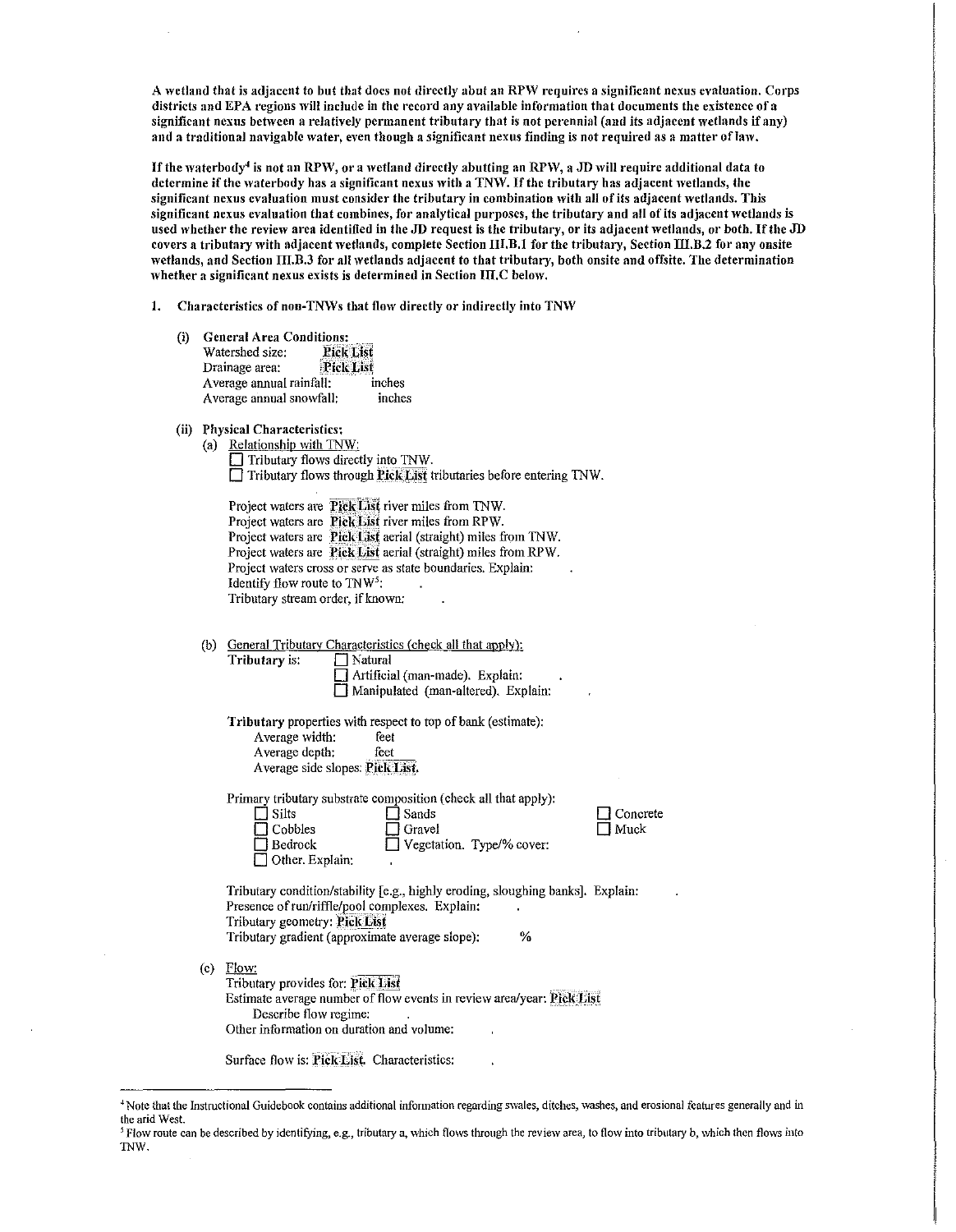**A wetland that is adjacent to but that does not directly abut an RPW requires a significant nexus evaluation. Corps districts and EPA regions will include in the record any available information that documents the existence of a significant nexus between a relatively permanent tributary that is not perennial (and its adjacent wetlands if any) and a traditional navigable water, even though a significant nexus finding is not required as a matter of law.**

**If the waterbody[4] is not an RPW, or a wetland directly abutting an RPW, a JD will require additional data to determine if the waterbody has a significant nexus with a TNW. If the tributary has adjacent wetlands, the significant nexus evaluation must consider the tributary in combination with all of its adjacent wetlands. This significant nexus evaluation that combines, for analytical purposes, the tributary and all of its adjacent wetlands is used whether the review area identified in the JD request is the tributary, or its adjacent wetlands, or both. If the JD covers a tributary with adjacent wetlands, complete Section III.B.1 for the tributary, Section III.B.2 for any onsite wetlands, and Section III.B.3 for all wetlands adjacent to that tributary, both onsite and offsite. The determination whether a significant nexus exists is determined in Section III.C below.**

1. **Characteristics of non-TNWs that flow directly or indirectly into TNW**

   (i) **General Area Conditions:**
   Watershed size: Pick List
   Drainage area: Pick List
   Average annual rainfall: inches
   Average annual snowfall: inches

   (ii) **Physical Characteristics:**
   (a) Relationship with TNW:
   ☐ Tributary flows directly into TNW.
   ☐ Tributary flows through Pick List tributaries before entering TNW.

   Project waters are Pick List river miles from TNW.
   Project waters are Pick List river miles from RPW.
   Project waters are Pick List aerial (straight) miles from TNW.
   Project waters are Pick List aerial (straight) miles from RPW.
   Project waters cross or serve as state boundaries. Explain: .
   Identify flow route to TNW[5]: .
   Tributary stream order, if known: .

   (b) General Tributary Characteristics (check all that apply):
   **Tributary** is: ☐ Natural
   ☐ Artificial (man-made). Explain: .
   ☐ Manipulated (man-altered). Explain: .

   **Tributary** properties with respect to top of bank (estimate):
   Average width: feet
   Average depth: feet
   Average side slopes: Pick List.

   Primary tributary substrate composition (check all that apply):
   ☐ Silts ☐ Sands ☐ Concrete
   ☐ Cobbles ☐ Gravel ☐ Muck
   ☐ Bedrock ☐ Vegetation. Type/% cover:
   ☐ Other. Explain: .

   Tributary condition/stability [e.g., highly eroding, sloughing banks]. Explain: .
   Presence of run/riffle/pool complexes. Explain: .
   Tributary geometry: Pick List
   Tributary gradient (approximate average slope): %

   (c) Flow:
   Tributary provides for: Pick List
   Estimate average number of flow events in review area/year: Pick List
   Describe flow regime: .
   Other information on duration and volume: .

   Surface flow is: Pick List. Characteristics: .

[4] Note that the Instructional Guidebook contains additional information regarding swales, ditches, washes, and erosional features generally and in the arid West.

[5] Flow route can be described by identifying, e.g., tributary a, which flows through the review area, to flow into tributary b, which then flows into TNW.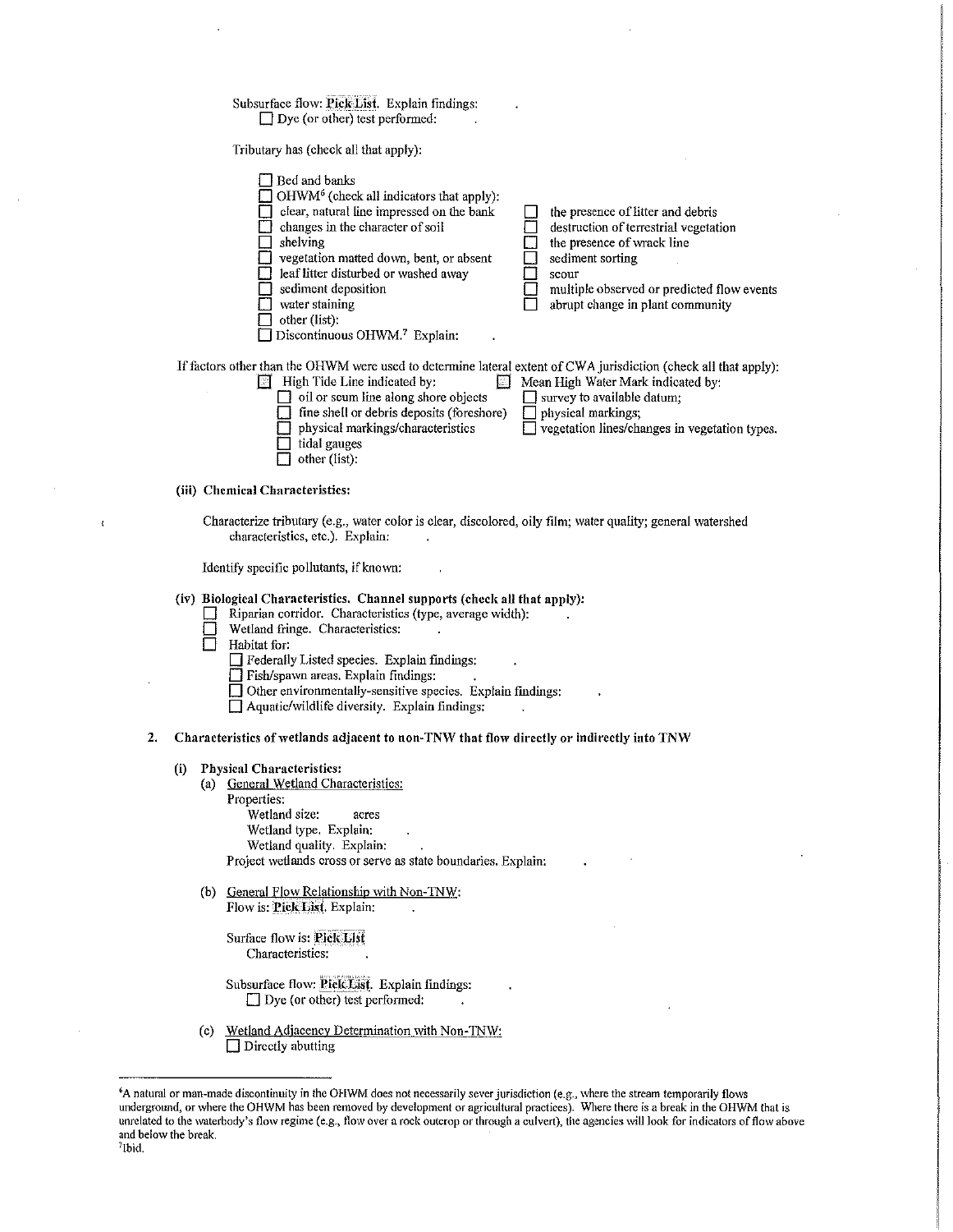Subsurface flow: Pick List. Explain findings: .
☐ Dye (or other) test performed: .

Tributary has (check all that apply):

☐ Bed and banks
☐ OHWM[6] (check all indicators that apply):
☐ clear, natural line impressed on the bank
☐ changes in the character of soil
☐ shelving
☐ vegetation matted down, bent, or absent
☐ leaf litter disturbed or washed away
☐ sediment deposition
☐ water staining
☐ other (list):
☐ Discontinuous OHWM.[7] Explain: .
☐ the presence of litter and debris
☐ destruction of terrestrial vegetation
☐ the presence of wrack line
☐ sediment sorting
☐ scour
☐ multiple observed or predicted flow events
☐ abrupt change in plant community

If factors other than the OHWM were used to determine lateral extent of CWA jurisdiction (check all that apply):
☐ High Tide Line indicated by:
☐ oil or scum line along shore objects
☐ fine shell or debris deposits (foreshore)
☐ physical markings/characteristics
☐ tidal gauges
☐ other (list):
☐ Mean High Water Mark indicated by:
☐ survey to available datum;
☐ physical markings;
☐ vegetation lines/changes in vegetation types.

**(iii) Chemical Characteristics:**

Characterize tributary (e.g., water color is clear, discolored, oily film; water quality; general watershed characteristics, etc.). Explain: .

Identify specific pollutants, if known: .

**(iv) Biological Characteristics. Channel supports (check all that apply):**
☐ Riparian corridor. Characteristics (type, average width): .
☐ Wetland fringe. Characteristics: .
☐ Habitat for:
☐ Federally Listed species. Explain findings: .
☐ Fish/spawn areas. Explain findings: .
☐ Other environmentally-sensitive species. Explain findings: .
☐ Aquatic/wildlife diversity. Explain findings: .

**2. Characteristics of wetlands adjacent to non-TNW that flow directly or indirectly into TNW**

**(i) Physical Characteristics:**

(a) General Wetland Characteristics:
Properties:
Wetland size: acres
Wetland type. Explain: .
Wetland quality. Explain: .
Project wetlands cross or serve as state boundaries. Explain: .

(b) General Flow Relationship with Non-TNW:
Flow is: Pick List. Explain: .

Surface flow is: Pick List
Characteristics: .

Subsurface flow: Pick List. Explain findings: .
☐ Dye (or other) test performed: .

(c) Wetland Adjacency Determination with Non-TNW:
☐ Directly abutting

---

[6]A natural or man-made discontinuity in the OHWM does not necessarily sever jurisdiction (e.g., where the stream temporarily flows underground, or where the OHWM has been removed by development or agricultural practices). Where there is a break in the OHWM that is unrelated to the waterbody's flow regime (e.g., flow over a rock outcrop or through a culvert), the agencies will look for indicators of flow above and below the break.

[7]Ibid.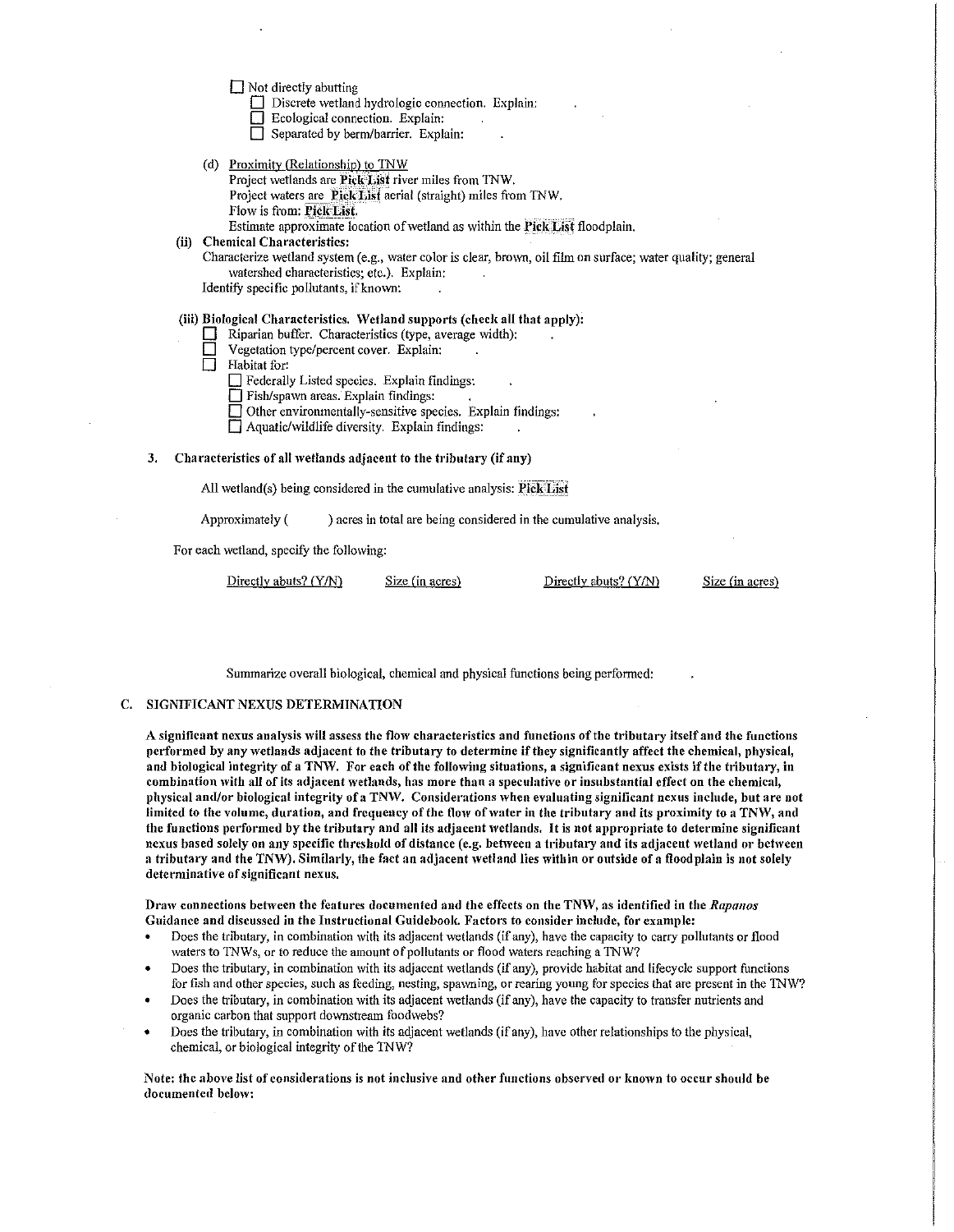☐ Not directly abutting

☐ Discrete wetland hydrologic connection. Explain:

☐ Ecological connection. Explain:

☐ Separated by berm/barrier. Explain:

(d) Proximity (Relationship) to TNW

Project wetlands are **Pick List** river miles from TNW.

Project waters are **Pick List** aerial (straight) miles from TNW.

Flow is from: **Pick List**.

Estimate approximate location of wetland as within the **Pick List** floodplain.

**(ii) Chemical Characteristics:**

Characterize wetland system (e.g., water color is clear, brown, oil film on surface; water quality; general watershed characteristics; etc.). Explain:

Identify specific pollutants, if known:

**(iii) Biological Characteristics. Wetland supports (check all that apply):**

☐ Riparian buffer. Characteristics (type, average width):

☐ Vegetation type/percent cover. Explain:

☐ Habitat for:

☐ Federally Listed species. Explain findings:

☐ Fish/spawn areas. Explain findings:

☐ Other environmentally-sensitive species. Explain findings:

☐ Aquatic/wildlife diversity. Explain findings:

**3. Characteristics of all wetlands adjacent to the tributary (if any)**

All wetland(s) being considered in the cumulative analysis: **Pick List**

Approximately ( ) acres in total are being considered in the cumulative analysis.

For each wetland, specify the following:

| Directly abuts? (Y/N) | Size (in acres) | Directly abuts? (Y/N) | Size (in acres) |
|---|---|---|---|
| | | | |

Summarize overall biological, chemical and physical functions being performed:

## C. SIGNIFICANT NEXUS DETERMINATION

**A significant nexus analysis will assess the flow characteristics and functions of the tributary itself and the functions performed by any wetlands adjacent to the tributary to determine if they significantly affect the chemical, physical, and biological integrity of a TNW. For each of the following situations, a significant nexus exists if the tributary, in combination with all of its adjacent wetlands, has more than a speculative or insubstantial effect on the chemical, physical and/or biological integrity of a TNW. Considerations when evaluating significant nexus include, but are not limited to the volume, duration, and frequency of the flow of water in the tributary and its proximity to a TNW, and the functions performed by the tributary and all its adjacent wetlands. It is not appropriate to determine significant nexus based solely on any specific threshold of distance (e.g. between a tributary and its adjacent wetland or between a tributary and the TNW). Similarly, the fact an adjacent wetland lies within or outside of a floodplain is not solely determinative of significant nexus.**

**Draw connections between the features documented and the effects on the TNW, as identified in the *Rapanos* Guidance and discussed in the Instructional Guidebook. Factors to consider include, for example:**

- Does the tributary, in combination with its adjacent wetlands (if any), have the capacity to carry pollutants or flood waters to TNWs, or to reduce the amount of pollutants or flood waters reaching a TNW?
- Does the tributary, in combination with its adjacent wetlands (if any), provide habitat and lifecycle support functions for fish and other species, such as feeding, nesting, spawning, or rearing young for species that are present in the TNW?
- Does the tributary, in combination with its adjacent wetlands (if any), have the capacity to transfer nutrients and organic carbon that support downstream foodwebs?
- Does the tributary, in combination with its adjacent wetlands (if any), have other relationships to the physical, chemical, or biological integrity of the TNW?

**Note: the above list of considerations is not inclusive and other functions observed or known to occur should be documented below:**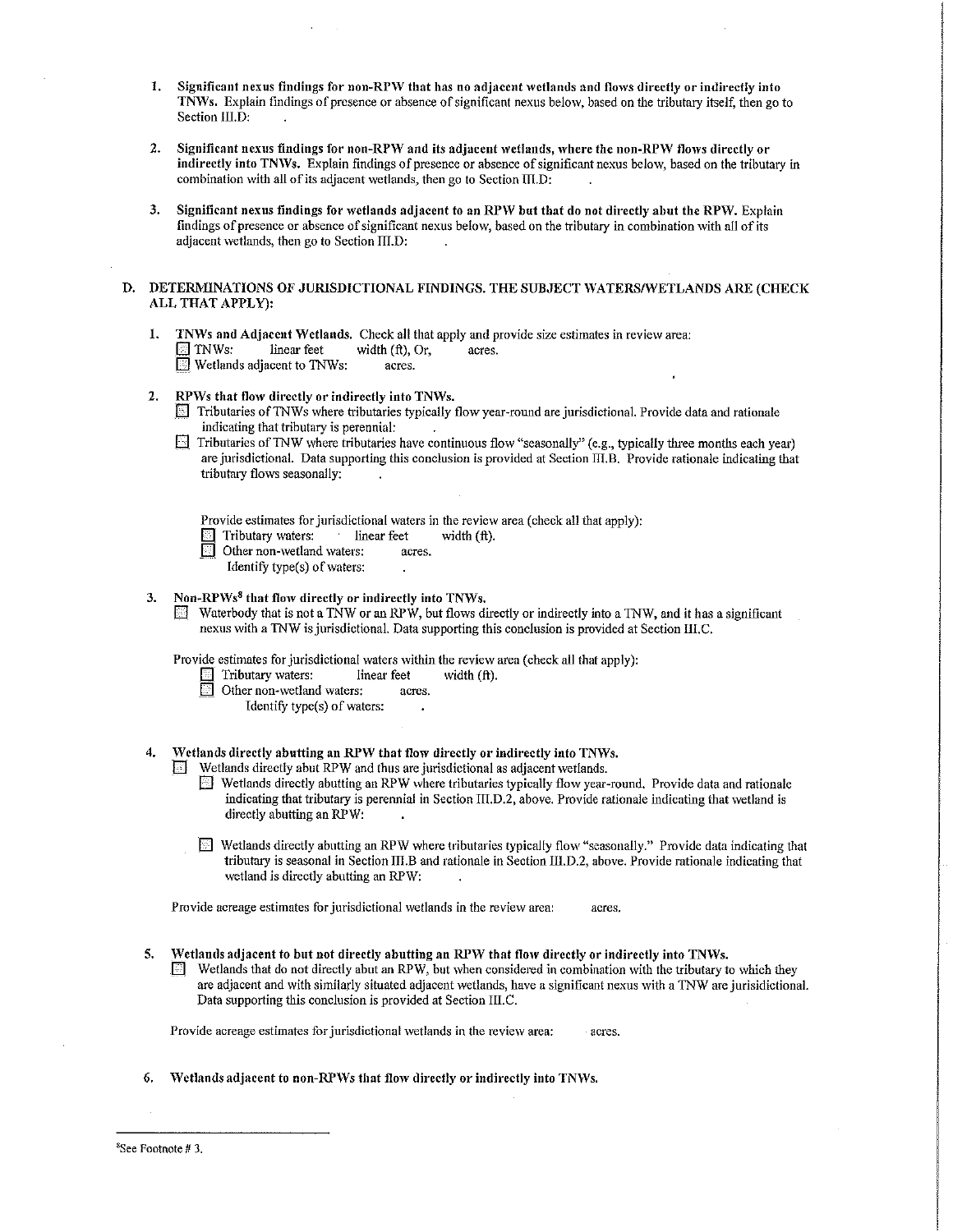1. **Significant nexus findings for non-RPW that has no adjacent wetlands and flows directly or indirectly into TNWs.** Explain findings of presence or absence of significant nexus below, based on the tributary itself, then go to Section III.D: .

2. **Significant nexus findings for non-RPW and its adjacent wetlands, where the non-RPW flows directly or indirectly into TNWs.** Explain findings of presence or absence of significant nexus below, based on the tributary in combination with all of its adjacent wetlands, then go to Section III.D: .

3. **Significant nexus findings for wetlands adjacent to an RPW but that do not directly abut the RPW.** Explain findings of presence or absence of significant nexus below, based on the tributary in combination with all of its adjacent wetlands, then go to Section III.D: .

## D. DETERMINATIONS OF JURISDICTIONAL FINDINGS. THE SUBJECT WATERS/WETLANDS ARE (CHECK ALL THAT APPLY):

1. **TNWs and Adjacent Wetlands.** Check all that apply and provide size estimates in review area:
   - ☐ TNWs: linear feet width (ft), Or, acres.
   - ☐ Wetlands adjacent to TNWs: acres.

2. **RPWs that flow directly or indirectly into TNWs.**
   - ☐ Tributaries of TNWs where tributaries typically flow year-round are jurisdictional. Provide data and rationale indicating that tributary is perennial: .
   - ☐ Tributaries of TNW where tributaries have continuous flow "seasonally" (e.g., typically three months each year) are jurisdictional. Data supporting this conclusion is provided at Section III.B. Provide rationale indicating that tributary flows seasonally: .

   Provide estimates for jurisdictional waters in the review area (check all that apply):
   - ☐ Tributary waters: linear feet width (ft).
   - ☐ Other non-wetland waters: acres.
     Identify type(s) of waters: .

3. **Non-RPWs[8] that flow directly or indirectly into TNWs.**
   - ☐ Waterbody that is not a TNW or an RPW, but flows directly or indirectly into a TNW, and it has a significant nexus with a TNW is jurisdictional. Data supporting this conclusion is provided at Section III.C.

   Provide estimates for jurisdictional waters within the review area (check all that apply):
   - ☐ Tributary waters: linear feet width (ft).
   - ☐ Other non-wetland waters: acres.
     Identify type(s) of waters: .

4. **Wetlands directly abutting an RPW that flow directly or indirectly into TNWs.**
   - ☐ Wetlands directly abut RPW and thus are jurisdictional as adjacent wetlands.
     - ☐ Wetlands directly abutting an RPW where tributaries typically flow year-round. Provide data and rationale indicating that tributary is perennial in Section III.D.2, above. Provide rationale indicating that wetland is directly abutting an RPW: .
     - ☐ Wetlands directly abutting an RPW where tributaries typically flow "seasonally." Provide data indicating that tributary is seasonal in Section III.B and rationale in Section III.D.2, above. Provide rationale indicating that wetland is directly abutting an RPW: .

   Provide acreage estimates for jurisdictional wetlands in the review area: acres.

5. **Wetlands adjacent to but not directly abutting an RPW that flow directly or indirectly into TNWs.**
   - ☐ Wetlands that do not directly abut an RPW, but when considered in combination with the tributary to which they are adjacent and with similarly situated adjacent wetlands, have a significant nexus with a TNW are jurisidictional. Data supporting this conclusion is provided at Section III.C.

   Provide acreage estimates for jurisdictional wetlands in the review area: acres.

6. **Wetlands adjacent to non-RPWs that flow directly or indirectly into TNWs.**

---

[8] See Footnote # 3.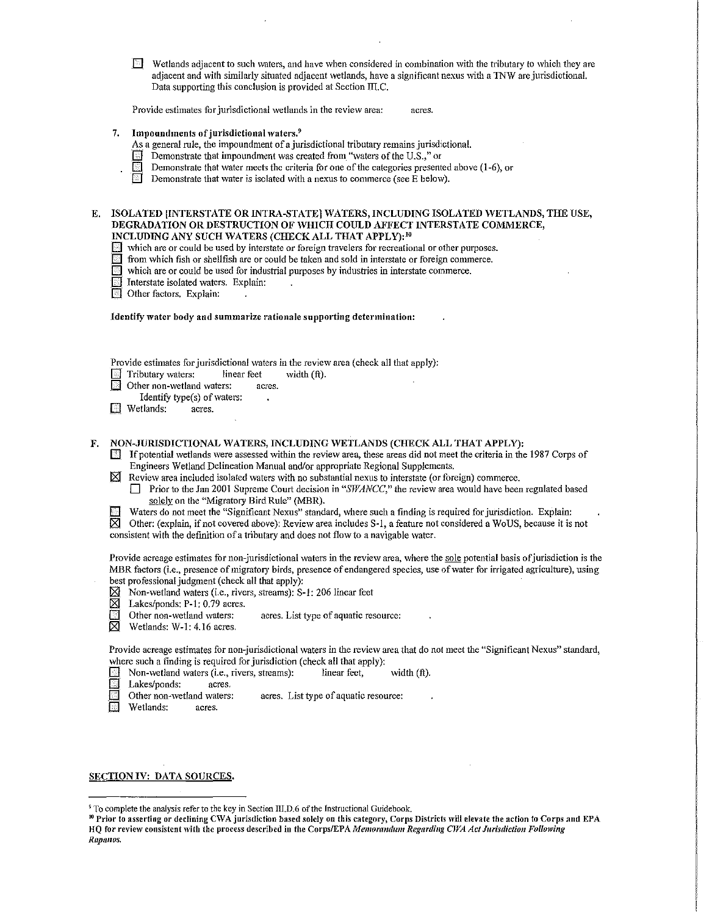☐ Wetlands adjacent to such waters, and have when considered in combination with the tributary to which they are adjacent and with similarly situated adjacent wetlands, have a significant nexus with a TNW are jurisdictional. Data supporting this conclusion is provided at Section III.C.

Provide estimates for jurisdictional wetlands in the review area: acres.

**7. Impoundments of jurisdictional waters.**[9]

As a general rule, the impoundment of a jurisdictional tributary remains jurisdictional.

☐ Demonstrate that impoundment was created from "waters of the U.S.," or

☐ Demonstrate that water meets the criteria for one of the categories presented above (1-6), or

☐ Demonstrate that water is isolated with a nexus to commerce (see E below).

**E. ISOLATED [INTERSTATE OR INTRA-STATE] WATERS, INCLUDING ISOLATED WETLANDS, THE USE, DEGRADATION OR DESTRUCTION OF WHICH COULD AFFECT INTERSTATE COMMERCE, INCLUDING ANY SUCH WATERS (CHECK ALL THAT APPLY):**[10]

☐ which are or could be used by interstate or foreign travelers for recreational or other purposes.

☐ from which fish or shellfish are or could be taken and sold in interstate or foreign commerce.

☐ which are or could be used for industrial purposes by industries in interstate commerce.

☐ Interstate isolated waters. Explain: .

☐ Other factors. Explain: .

**Identify water body and summarize rationale supporting determination:** .

Provide estimates for jurisdictional waters in the review area (check all that apply):

☐ Tributary waters: linear feet width (ft).

☐ Other non-wetland waters: acres.

Identify type(s) of waters: .

☐ Wetlands: acres.

**F. NON-JURISDICTIONAL WATERS, INCLUDING WETLANDS (CHECK ALL THAT APPLY):**

☐ If potential wetlands were assessed within the review area, these areas did not meet the criteria in the 1987 Corps of Engineers Wetland Delineation Manual and/or appropriate Regional Supplements.

☒ Review area included isolated waters with no substantial nexus to interstate (or foreign) commerce.

☐ Prior to the Jan 2001 Supreme Court decision in "*SWANCC*," the review area would have been regulated based solely on the "Migratory Bird Rule" (MBR).

☐ Waters do not meet the "Significant Nexus" standard, where such a finding is required for jurisdiction. Explain: .

☒ Other: (explain, if not covered above): Review area includes S-1, a feature not considered a WoUS, because it is not consistent with the definition of a tributary and does not flow to a navigable water.

Provide acreage estimates for non-jurisdictional waters in the review area, where the sole potential basis of jurisdiction is the MBR factors (i.e., presence of migratory birds, presence of endangered species, use of water for irrigated agriculture), using best professional judgment (check all that apply):

☒ Non-wetland waters (i.e., rivers, streams): S-1: 206 linear feet

☒ Lakes/ponds: P-1: 0.79 acres.

☐ Other non-wetland waters: acres. List type of aquatic resource: .

☒ Wetlands: W-1: 4.16 acres.

Provide acreage estimates for non-jurisdictional waters in the review area that do not meet the "Significant Nexus" standard, where such a finding is required for jurisdiction (check all that apply):

☐ Non-wetland waters (i.e., rivers, streams): linear feet, width (ft).

☐ Lakes/ponds: acres.

☐ Other non-wetland waters: acres. List type of aquatic resource: .

☐ Wetlands: acres.

## SECTION IV: DATA SOURCES.

---

[9] To complete the analysis refer to the key in Section III.D.6 of the Instructional Guidebook.

[10] **Prior to asserting or declining CWA jurisdiction based solely on this category, Corps Districts will elevate the action to Corps and EPA HQ for review consistent with the process described in the Corps/EPA *Memorandum Regarding CWA Act Jurisdiction Following Rapanos.***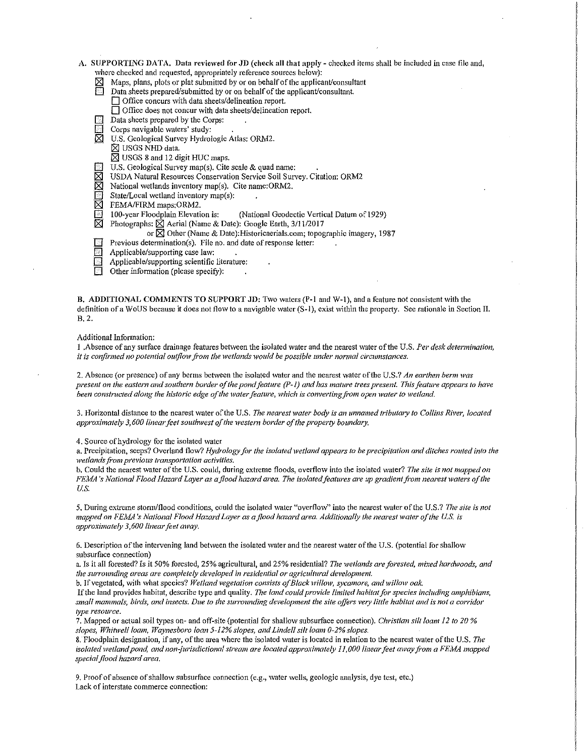**A. SUPPORTING DATA. Data reviewed for JD (check all that apply - checked items shall be included in case file and, where checked and requested, appropriately reference sources below):**

- ☒ Maps, plans, plots or plat submitted by or on behalf of the applicant/consultant
- ☐ Data sheets prepared/submitted by or on behalf of the applicant/consultant.
  - ☐ Office concurs with data sheets/delineation report.
  - ☐ Office does not concur with data sheets/delineation report.
- ☐ Data sheets prepared by the Corps: .
- ☐ Corps navigable waters' study: .
- ☒ U.S. Geological Survey Hydrologic Atlas: ORM2.
  - ☒ USGS NHD data.
  - ☒ USGS 8 and 12 digit HUC maps.
- ☐ U.S. Geological Survey map(s). Cite scale & quad name: .
- ☒ USDA Natural Resources Conservation Service Soil Survey. Citation: ORM2
- ☒ National wetlands inventory map(s). Cite name:ORM2.
- ☐ State/Local wetland inventory map(s): .
- ☒ FEMA/FIRM maps:ORM2.
- ☐ 100-year Floodplain Elevation is: (National Geodectic Vertical Datum of 1929)
- ☒ Photographs: ☒ Aerial (Name & Date): Google Earth, 3/11/2017
  - or ☒ Other (Name & Date):Historicaerials.com; topographic imagery, 1987
- ☐ Previous determination(s). File no. and date of response letter: .
- ☐ Applicable/supporting case law: .
- ☐ Applicable/supporting scientific literature: .
- ☐ Other information (please specify): .

**B. ADDITIONAL COMMENTS TO SUPPORT JD:** Two waters (P-1 and W-1), and a feature not consistent with the definition of a WoUS because it does not flow to a navigable water (S-1), exist within the property. See rationale in Section II. B. 2.

Additional Information:

1 .Absence of any surface drainage features between the isolated water and the nearest water of the U.S. *Per desk determination, it is confirmed no potential outflow from the wetlands would be possible under normal circumstances.*

2. Absence (or presence) of any berms between the isolated water and the nearest water of the U.S.? *An earthen berm was present on the eastern and southern border of the pond feature (P-1) and has mature trees present. This feature appears to have been constructed along the historic edge of the water feature, which is converting from open water to wetland.*

3. Horizontal distance to the nearest water of the U.S. *The nearest water body is an unnamed tributary to Collins River, located approximately 3,600 linear feet southwest of the western border of the property boundary.*

4. Source of hydrology for the isolated water

a. Precipitation, seeps? Overland flow? *Hydrology for the isolated wetland appears to be precipitation and ditches routed into the wetlands from previous transportation activities.*

b. Could the nearest water of the U.S. could, during extreme floods, overflow into the isolated water? *The site is not mapped on FEMA's National Flood Hazard Layer as a flood hazard area. The isolated features are up gradient from nearest waters of the U.S.*

5. During extreme storm/flood conditions, could the isolated water "overflow" into the nearest water of the U.S.? *The site is not mapped on FEMA's National Flood Hazard Layer as a flood hazard area. Additionally the nearest water of the U.S. is approximately 3,600 linear feet away.*

6. Description of the intervening land between the isolated water and the nearest water of the U.S. (potential for shallow subsurface connection)

a. Is it all forested? Is it 50% forested, 25% agricultural, and 25% residential? *The wetlands are forested, mixed hardwoods, and the surrounding areas are completely developed in residential or agricultural development.*

b. If vegetated, with what species? *Wetland vegetation consists of Black willow, sycamore, and willow oak.*

If the land provides habitat, describe type and quality. *The land could provide limited habitat for species including amphibians, small mammals, birds, and insects. Due to the surrounding development the site offers very little habitat and is not a corridor type resource.*

7. Mapped or actual soil types on- and off-site (potential for shallow subsurface connection). *Christian silt loam 12 to 20 % slopes, Whitwell loam, Waynesboro loan 5-12% slopes, and Lindell silt loam 0-2% slopes.*

8. Floodplain designation, if any, of the area where the isolated water is located in relation to the nearest water of the U.S. *The isolated wetland pond, and non-jurisdictional stream are located approximately 11,000 linear feet away from a FEMA mapped special flood hazard area.*

9. Proof of absence of shallow subsurface connection (e.g., water wells, geologic analysis, dye test, etc.)

Lack of interstate commerce connection: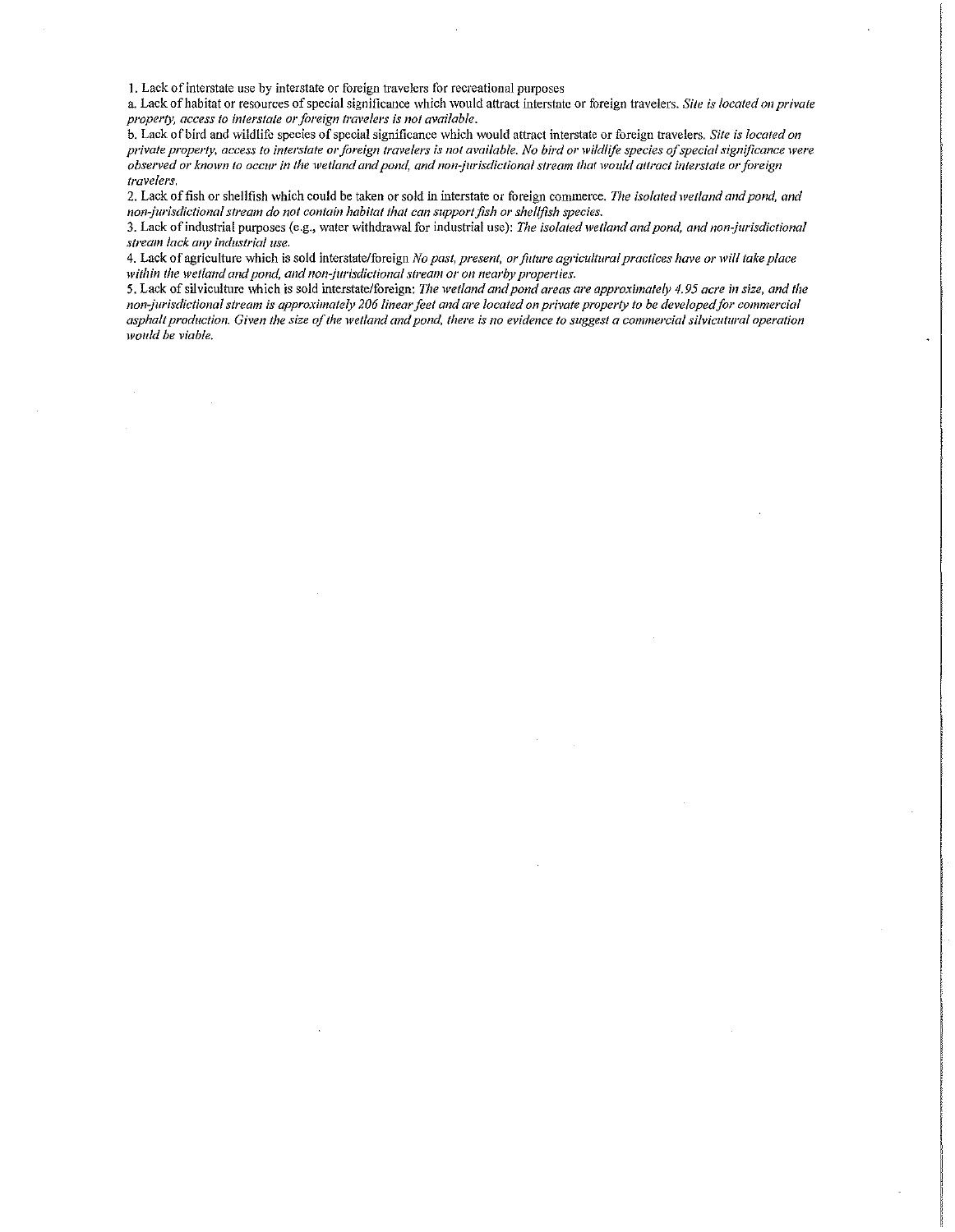1. Lack of interstate use by interstate or foreign travelers for recreational purposes

a. Lack of habitat or resources of special significance which would attract interstate or foreign travelers. *Site is located on private property, access to interstate or foreign travelers is not available.*

b. Lack of bird and wildlife species of special significance which would attract interstate or foreign travelers. *Site is located on private property, access to interstate or foreign travelers is not available. No bird or wildlife species of special significance were observed or known to occur in the wetland and pond, and non-jurisdictional stream that would attract interstate or foreign travelers.*

2. Lack of fish or shellfish which could be taken or sold in interstate or foreign commerce. *The isolated wetland and pond, and non-jurisdictional stream do not contain habitat that can support fish or shellfish species.*

3. Lack of industrial purposes (e.g., water withdrawal for industrial use): *The isolated wetland and pond, and non-jurisdictional stream lack any industrial use.*

4. Lack of agriculture which is sold interstate/foreign *No past, present, or future agricultural practices have or will take place within the wetland and pond, and non-jurisdictional stream or on nearby properties.*

5. Lack of silviculture which is sold interstate/foreign: *The wetland and pond areas are approximately 4.95 acre in size, and the non-jurisdictional stream is approximately 206 linear feet and are located on private property to be developed for commercial asphalt production. Given the size of the wetland and pond, there is no evidence to suggest a commercial silvicultural operation would be viable.*